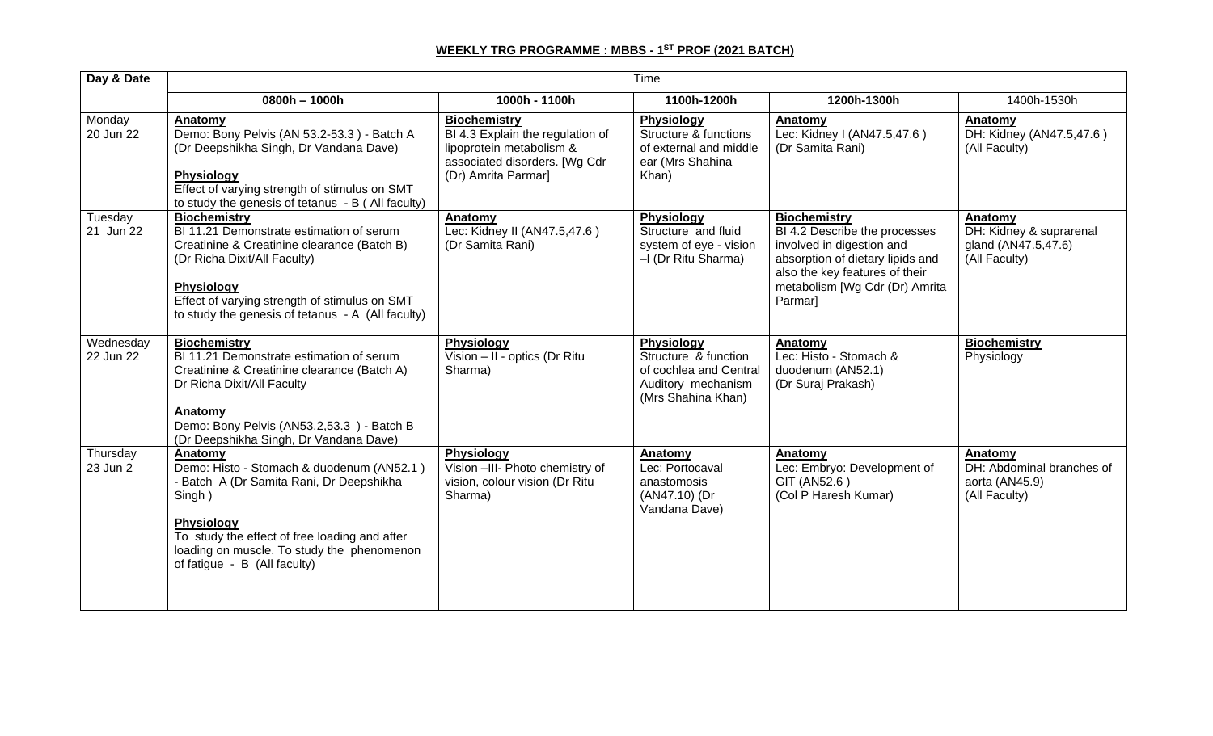**WEEKLY TRG PROGRAMME : MBBS - 1ST PROF (2021 BATCH)**

| Day & Date | Time | | | | |
|---|---|---|---|---|---|
| | 0800h – 1000h | 1000h - 1100h | 1100h-1200h | 1200h-1300h | 1400h-1530h |
| Monday 20 Jun 22 | **Anatomy** Demo: Bony Pelvis (AN 53.2-53.3 ) - Batch A (Dr Deepshikha Singh, Dr Vandana Dave) **Physiology** Effect of varying strength of stimulus on SMT to study the genesis of tetanus - B ( All faculty) | **Biochemistry** BI 4.3 Explain the regulation of lipoprotein metabolism & associated disorders. [Wg Cdr (Dr) Amrita Parmar] | **Physiology** Structure & functions of external and middle ear (Mrs Shahina Khan) | **Anatomy** Lec: Kidney I (AN47.5,47.6 ) (Dr Samita Rani) | **Anatomy** DH: Kidney (AN47.5,47.6 ) (All Faculty) |
| Tuesday 21 Jun 22 | **Biochemistry** BI 11.21 Demonstrate estimation of serum Creatinine & Creatinine clearance (Batch B) (Dr Richa Dixit/All Faculty) **Physiology** Effect of varying strength of stimulus on SMT to study the genesis of tetanus - A (All faculty) | **Anatomy** Lec: Kidney II (AN47.5,47.6 ) (Dr Samita Rani) | **Physiology** Structure and fluid system of eye - vision –I (Dr Ritu Sharma) | **Biochemistry** BI 4.2 Describe the processes involved in digestion and absorption of dietary lipids and also the key features of their metabolism [Wg Cdr (Dr) Amrita Parmar] | **Anatomy** DH: Kidney & suprarenal gland (AN47.5,47.6) (All Faculty) |
| Wednesday 22 Jun 22 | **Biochemistry** BI 11.21 Demonstrate estimation of serum Creatinine & Creatinine clearance (Batch A) Dr Richa Dixit/All Faculty **Anatomy** Demo: Bony Pelvis (AN53.2,53.3 ) - Batch B (Dr Deepshikha Singh, Dr Vandana Dave) | **Physiology** Vision – II - optics (Dr Ritu Sharma) | **Physiology** Structure & function of cochlea and Central Auditory mechanism (Mrs Shahina Khan) | **Anatomy** Lec: Histo - Stomach & duodenum (AN52.1) (Dr Suraj Prakash) | **Biochemistry** Physiology |
| Thursday 23 Jun 2 | **Anatomy** Demo: Histo - Stomach & duodenum (AN52.1 ) - Batch A (Dr Samita Rani, Dr Deepshikha Singh ) **Physiology** To study the effect of free loading and after loading on muscle. To study the phenomenon of fatigue - B (All faculty) | **Physiology** Vision –III- Photo chemistry of vision, colour vision (Dr Ritu Sharma) | **Anatomy** Lec: Portocaval anastomosis (AN47.10) (Dr Vandana Dave) | **Anatomy** Lec: Embryo: Development of GIT (AN52.6 ) (Col P Haresh Kumar) | **Anatomy** DH: Abdominal branches of aorta (AN45.9) (All Faculty) |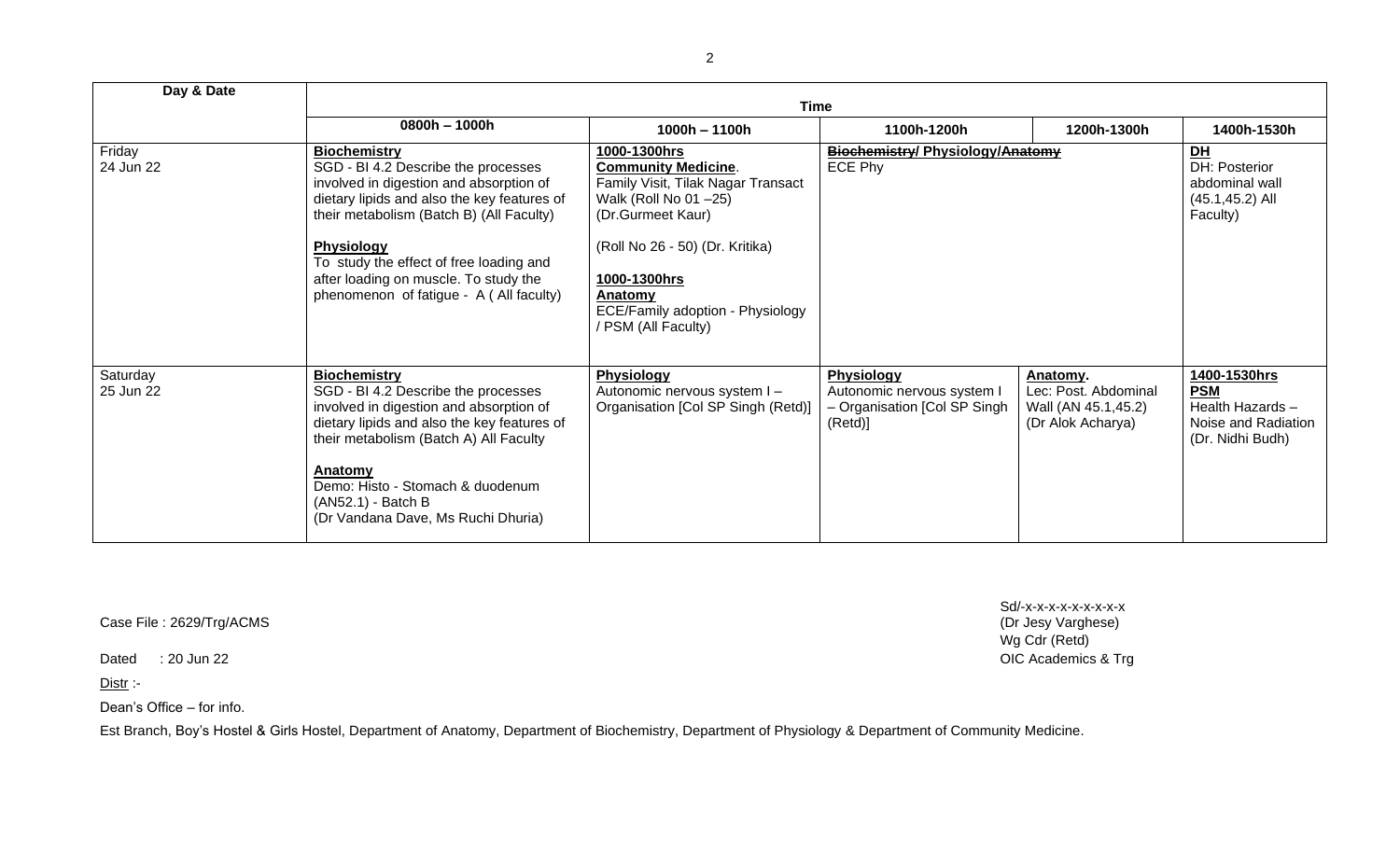| Day & Date | Time | | | | |
|---|---|---|---|---|---|
| | 0800h – 1000h | 1000h – 1100h | 1100h-1200h | 1200h-1300h | 1400h-1530h |
| Friday 24 Jun 22 | **Biochemistry** SGD - BI 4.2 Describe the processes involved in digestion and absorption of dietary lipids and also the key features of their metabolism (Batch B) (All Faculty) **Physiology** To study the effect of free loading and after loading on muscle. To study the phenomenon of fatigue - A ( All faculty) | **1000-1300hrs** **Community Medicine**. Family Visit, Tilak Nagar Transact Walk (Roll No 01 –25) (Dr.Gurmeet Kaur) (Roll No 26 - 50) (Dr. Kritika) **1000-1300hrs** **Anatomy** ECE/Family adoption - Physiology / PSM (All Faculty) | ~~**Biochemistry**~~**/ Physiology/**~~**Anatomy**~~ ECE Phy | | **DH** DH: Posterior abdominal wall (45.1,45.2) All Faculty) |
| Saturday 25 Jun 22 | **Biochemistry** SGD - BI 4.2 Describe the processes involved in digestion and absorption of dietary lipids and also the key features of their metabolism (Batch A) All Faculty **Anatomy** Demo: Histo - Stomach & duodenum (AN52.1) - Batch B (Dr Vandana Dave, Ms Ruchi Dhuria) | **Physiology** Autonomic nervous system I – Organisation [Col SP Singh (Retd)] | **Physiology** Autonomic nervous system I – Organisation [Col SP Singh (Retd)] | **Anatomy**. Lec: Post. Abdominal Wall (AN 45.1,45.2) (Dr Alok Acharya) | **1400-1530hrs** **PSM** Health Hazards – Noise and Radiation (Dr. Nidhi Budh) |

Case File : 2629/Trg/ACMS

Dated : 20 Jun 22

Sd/-x-x-x-x-x-x-x-x-x
(Dr Jesy Varghese)
Wg Cdr (Retd)
OIC Academics & Trg

Distr :-

Dean's Office – for info.

Est Branch, Boy's Hostel & Girls Hostel, Department of Anatomy, Department of Biochemistry, Department of Physiology & Department of Community Medicine.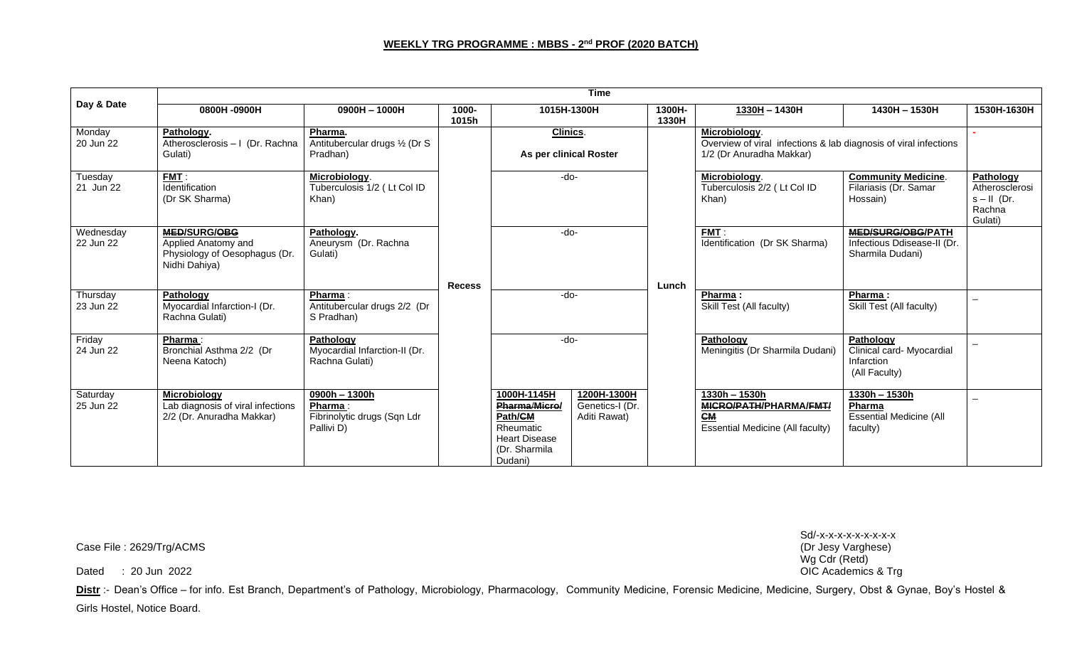## WEEKLY TRG PROGRAMME : MBBS - 2nd PROF (2020 BATCH)

| Day & Date | 0800H -0900H | 0900H – 1000H | 1000-1015h | 1015H-1300H | | 1300H-1330H | 1330H – 1430H | 1430H – 1530H | 1530H-1630H |
|---|---|---|---|---|---|---|---|---|---|
| Monday 20 Jun 22 | **Pathology.** Atherosclerosis – I (Dr. Rachna Gulati) | **Pharma.** Antitubercular drugs ½ (Dr S Pradhan) | Recess | **Clinics.** As per clinical Roster | | Lunch | **Microbiology.** Overview of viral infections & lab diagnosis of viral infections 1/2 (Dr Anuradha Makkar) | | - |
| Tuesday 21 Jun 22 | **FMT** : Identification (Dr SK Sharma) | **Microbiology.** Tuberculosis 1/2 ( Lt Col ID Khan) | | -do- | | | **Microbiology.** Tuberculosis 2/2 ( Lt Col ID Khan) | **Community Medicine.** Filariasis (Dr. Samar Hossain) | **Pathology** Atherosclerosis – II (Dr. Rachna Gulati) |
| Wednesday 22 Jun 22 | **~~MED~~/SURG/~~OBG~~** Applied Anatomy and Physiology of Oesophagus (Dr. Nidhi Dahiya) | **Pathology.** Aneurysm (Dr. Rachna Gulati) | | -do- | | | **FMT** : Identification (Dr SK Sharma) | **~~MED/SURG/OBG~~/PATH** Infectious Ddisease-II (Dr. Sharmila Dudani) | |
| Thursday 23 Jun 22 | **Pathology** Myocardial Infarction-I (Dr. Rachna Gulati) | **Pharma** : Antitubercular drugs 2/2 (Dr S Pradhan) | | -do- | | | **Pharma :** Skill Test (All faculty) | **Pharma :** Skill Test (All faculty) | – |
| Friday 24 Jun 22 | **Pharma** : Bronchial Asthma 2/2 (Dr Neena Katoch) | **Pathology** Myocardial Infarction-II (Dr. Rachna Gulati) | | -do- | | | **Pathology** Meningitis (Dr Sharmila Dudani) | **Pathology** Clinical card- Myocardial Infarction (All Faculty) | – |
| Saturday 25 Jun 22 | **Microbiology** Lab diagnosis of viral infections 2/2 (Dr. Anuradha Makkar) | **0900h – 1300h** **Pharma** : Fibrinolytic drugs (Sqn Ldr Pallivi D) | | **1000H-1145H** **~~Pharma/Micro/~~ Path/~~CM~~** Rheumatic Heart Disease (Dr. Sharmila Dudani) | **1200H-1300H** Genetics-I (Dr. Aditi Rawat) | | **1330h – 1530h** **~~MICRO/PATH/~~PHARMA/~~FMT/~~ ~~CM~~** Essential Medicine (All faculty) | **1330h – 1530h** **Pharma** Essential Medicine (All faculty) | – |

Case File : 2629/Trg/ACMS

Dated : 20 Jun 2022

Sd/-x-x-x-x-x-x-x-x
(Dr Jesy Varghese)
Wg Cdr (Retd)
OIC Academics & Trg

**Distr** :- Dean's Office – for info. Est Branch, Department's of Pathology, Microbiology, Pharmacology, Community Medicine, Forensic Medicine, Medicine, Surgery, Obst & Gynae, Boy's Hostel & Girls Hostel, Notice Board.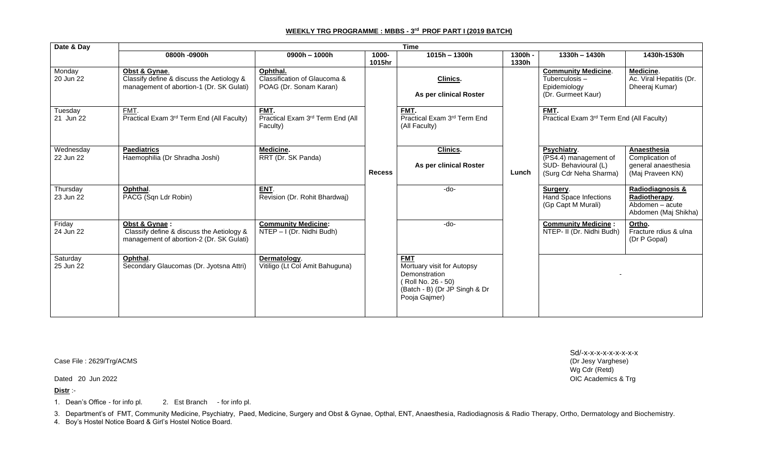#### WEEKLY TRG PROGRAMME : MBBS - 3rd PROF PART I (2019 BATCH)

| Date & Day | Time | | | | | | |
|---|---|---|---|---|---|---|---|
| | 0800h -0900h | 0900h – 1000h | 1000-1015hr | 1015h – 1300h | 1300h - 1330h | 1330h – 1430h | 1430h-1530h |
| Monday 20 Jun 22 | **Obst & Gynae**. Classify define & discuss the Aetiology & management of abortion-1 (Dr. SK Gulati) | **Ophthal.** Classification of Glaucoma & POAG (Dr. Sonam Karan) | **Recess** | **Clinics.** **As per clinical Roster** | **Lunch** | **Community Medicine**. Tuberculosis – Epidemiology (Dr. Gurmeet Kaur) | **Medicine**. Ac. Viral Hepatitis (Dr. Dheeraj Kumar) |
| Tuesday 21 Jun 22 | FMT. Practical Exam 3rd Term End (All Faculty) | **FMT.** Practical Exam 3rd Term End (All Faculty) | | **FMT.** Practical Exam 3rd Term End (All Faculty) | | **FMT.** Practical Exam 3rd Term End (All Faculty) | |
| Wednesday 22 Jun 22 | **Paediatrics** Haemophilia (Dr Shradha Joshi) | **Medicine.** RRT (Dr. SK Panda) | | **Clinics.** **As per clinical Roster** | | **Psychiatry**. (PS4.4) management of SUD- Behavioural (L) (Surg Cdr Neha Sharma) | **Anaesthesia** Complication of general anaesthesia (Maj Praveen KN) |
| Thursday 23 Jun 22 | **Ophthal**. PACG (Sqn Ldr Robin) | **ENT**. Revision (Dr. Rohit Bhardwaj) | | -do- | | **Surgery**. Hand Space Infections (Gp Capt M Murali) | **Radiodiagnosis & Radiotherapy**. Abdomen – acute Abdomen (Maj Shikha) |
| Friday 24 Jun 22 | **Obst & Gynae :** Classify define & discuss the Aetiology & management of abortion-2 (Dr. SK Gulati) | **Community Medicine:** NTEP – I (Dr. Nidhi Budh) | | -do- | | **Community Medicine :** NTEP- II (Dr. Nidhi Budh) | **Ortho.** Fracture rdius & ulna (Dr P Gopal) |
| Saturday 25 Jun 22 | **Ophthal**. Secondary Glaucomas (Dr. Jyotsna Attri) | **Dermatology**. Vitiligo (Lt Col Amit Bahuguna) | | **FMT** Mortuary visit for Autopsy Demonstration ( Roll No. 26 - 50) (Batch - B) (Dr JP Singh & Dr Pooja Gajmer) | | - | |

Sd/-x-x-x-x-x-x-x-x
(Dr Jesy Varghese)
Wg Cdr (Retd)
OIC Academics & Trg

Case File : 2629/Trg/ACMS

Dated 20 Jun 2022

**Distr** :-

1. Dean's Office - for info pl. 2. Est Branch - for info pl.
3. Department's of FMT, Community Medicine, Psychiatry, Paed, Medicine, Surgery and Obst & Gynae, Opthal, ENT, Anaesthesia, Radiodiagnosis & Radio Therapy, Ortho, Dermatology and Biochemistry.
4. Boy's Hostel Notice Board & Girl's Hostel Notice Board.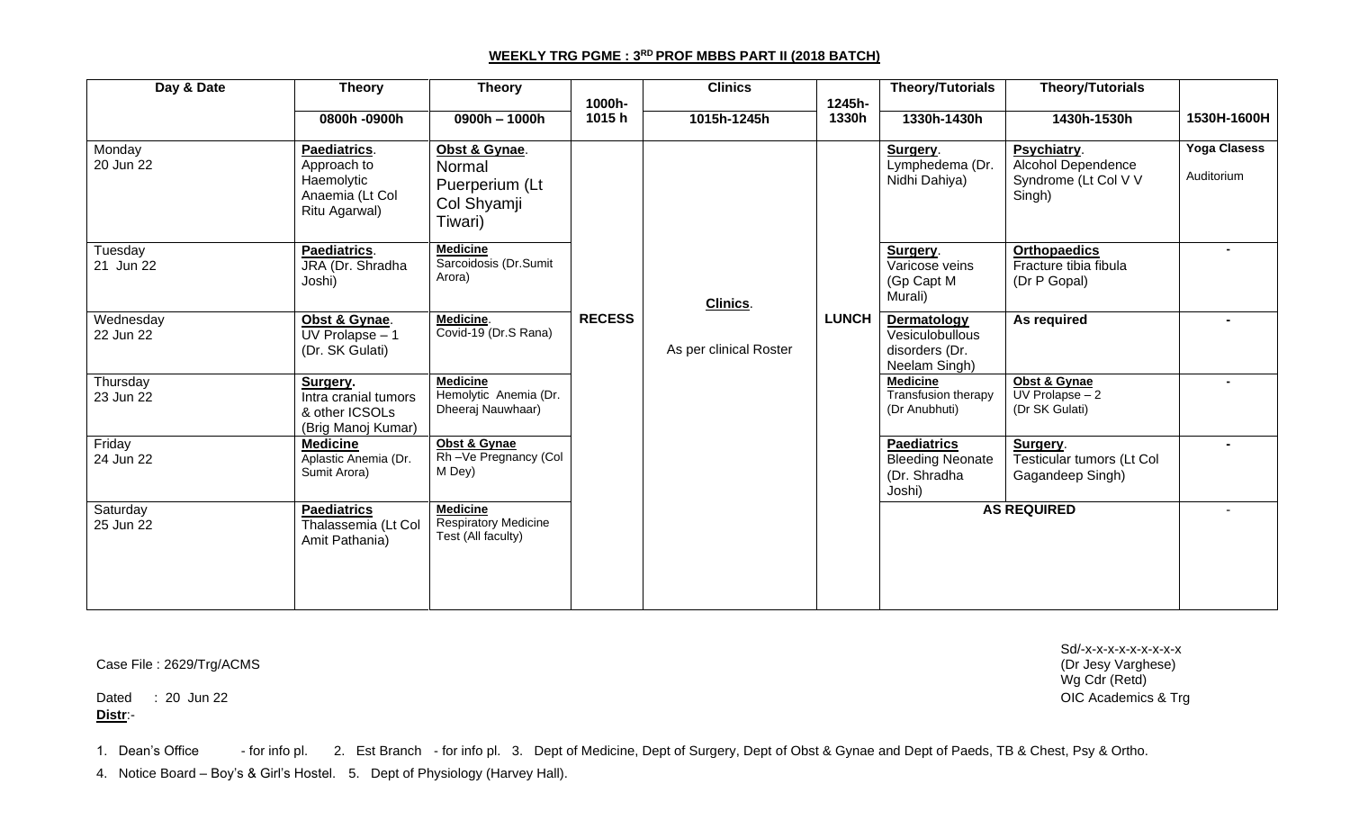## WEEKLY TRG PGME : 3RD PROF MBBS PART II (2018 BATCH)

| Day & Date | Theory | Theory | 1000h-1015 h | Clinics | 1245h-1330h | Theory/Tutorials | Theory/Tutorials | |
|---|---|---|---|---|---|---|---|---|
| | 0800h -0900h | 0900h – 1000h | | 1015h-1245h | | 1330h-1430h | 1430h-1530h | 1530H-1600H |
| Monday 20 Jun 22 | **Paediatrics**. Approach to Haemolytic Anaemia (Lt Col Ritu Agarwal) | **Obst & Gynae**. Normal Puerperium (Lt Col Shyamji Tiwari) | RECESS | **Clinics**. As per clinical Roster | LUNCH | **Surgery**. Lymphedema (Dr. Nidhi Dahiya) | **Psychiatry**. Alcohol Dependence Syndrome (Lt Col V V Singh) | **Yoga Clasess** Auditorium |
| Tuesday 21 Jun 22 | **Paediatrics**. JRA (Dr. Shradha Joshi) | **Medicine** Sarcoidosis (Dr.Sumit Arora) | | | | **Surgery**. Varicose veins (Gp Capt M Murali) | **Orthopaedics** Fracture tibia fibula (Dr P Gopal) | - |
| Wednesday 22 Jun 22 | **Obst & Gynae**. UV Prolapse – 1 (Dr. SK Gulati) | **Medicine**. Covid-19 (Dr.S Rana) | | | | **Dermatology** Vesiculobullous disorders (Dr. Neelam Singh) | **As required** | - |
| Thursday 23 Jun 22 | **Surgery.** Intra cranial tumors & other ICSOLs (Brig Manoj Kumar) | **Medicine** Hemolytic Anemia (Dr. Dheeraj Nauwhaar) | | | | **Medicine** Transfusion therapy (Dr Anubhuti) | **Obst & Gynae** UV Prolapse – 2 (Dr SK Gulati) | - |
| Friday 24 Jun 22 | **Medicine** Aplastic Anemia (Dr. Sumit Arora) | **Obst & Gynae** Rh –Ve Pregnancy (Col M Dey) | | | | **Paediatrics** Bleeding Neonate (Dr. Shradha Joshi) | **Surgery**. Testicular tumors (Lt Col Gagandeep Singh) | - |
| Saturday 25 Jun 22 | **Paediatrics** Thalassemia (Lt Col Amit Pathania) | **Medicine** Respiratory Medicine Test (All faculty) | | | | **AS REQUIRED** | | - |

Case File : 2629/Trg/ACMS

Dated : 20 Jun 22

Sd/-x-x-x-x-x-x-x-x-x
(Dr Jesy Varghese)
Wg Cdr (Retd)
OIC Academics & Trg

**Distr**:-

1. Dean's Office - for info pl. 2. Est Branch - for info pl. 3. Dept of Medicine, Dept of Surgery, Dept of Obst & Gynae and Dept of Paeds, TB & Chest, Psy & Ortho.

4. Notice Board – Boy's & Girl's Hostel. 5. Dept of Physiology (Harvey Hall).